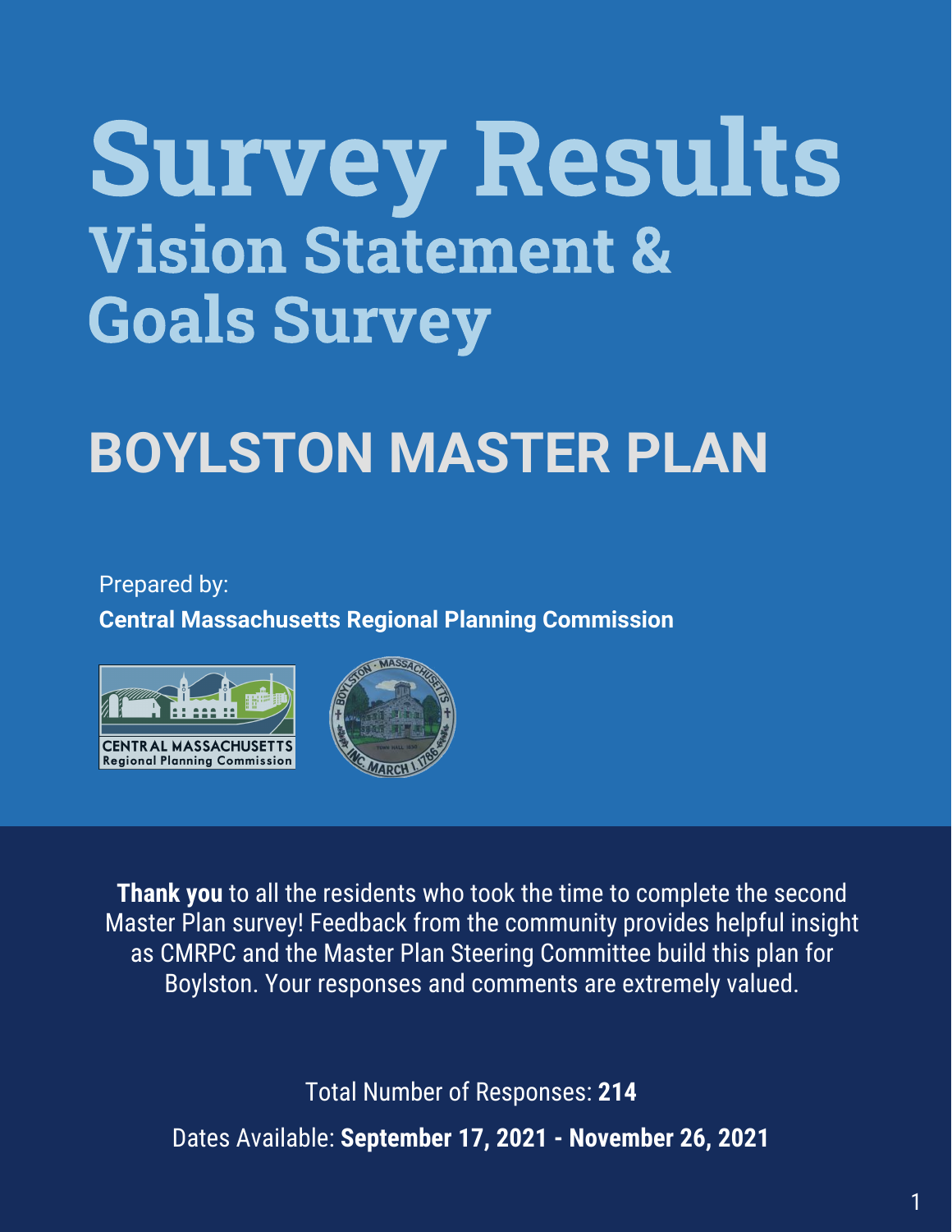# Survey Results

## Vision Statement & Goals Survey

# BOYLSTON MASTER PLAN

Prepared by:

**Central Massachusetts Regional Planning Commission**

**Thank you** to all the residents who took the time to complete the second Master Plan survey! Feedback from the community provides helpful insight as CMRPC and the Master Plan Steering Committee build this plan for Boylston. Your responses and comments are extremely valued.

Total Number of Responses: **214**

Dates Available: **September 17, 2021 - November 26, 2021**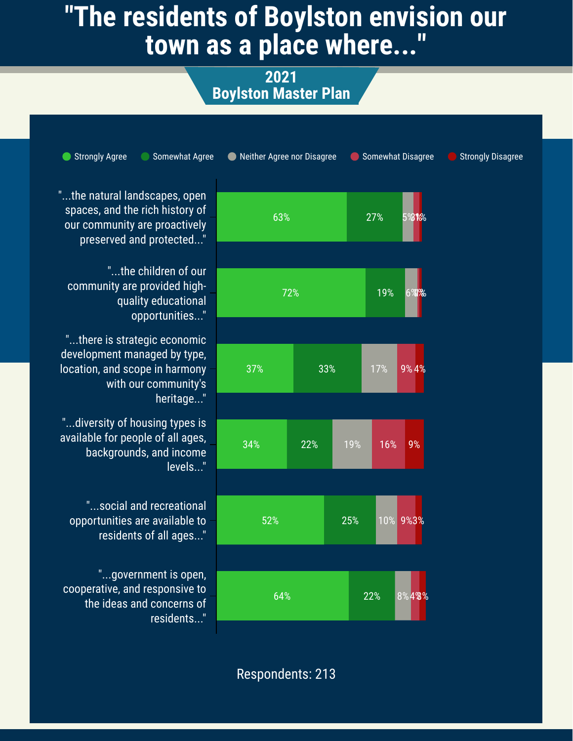# "The residents of Boylston envision our town as a place where..."

## 2021 Boylston Master Plan

| Statement | Strongly Agree | Somewhat Agree | Neither Agree nor Disagree | Somewhat Disagree | Strongly Disagree |
|---|---|---|---|---|---|
| "...the natural landscapes, open spaces, and the rich history of our community are proactively preserved and protected..." | 63% | 27% | 5% | 3% | 1% |
| "...the children of our community are provided high-quality educational opportunities..." | 72% | 19% | 6% | 1% | 1% |
| "...there is strategic economic development managed by type, location, and scope in harmony with our community's heritage..." | 37% | 33% | 17% | 9% | 4% |
| "...diversity of housing types is available for people of all ages, backgrounds, and income levels..." | 34% | 22% | 19% | 16% | 9% |
| "...social and recreational opportunities are available to residents of all ages..." | 52% | 25% | 10% | 9% | 3% |
| "...government is open, cooperative, and responsive to the ideas and concerns of residents..." | 64% | 22% | 8% | 4% | 3% |

Respondents: 213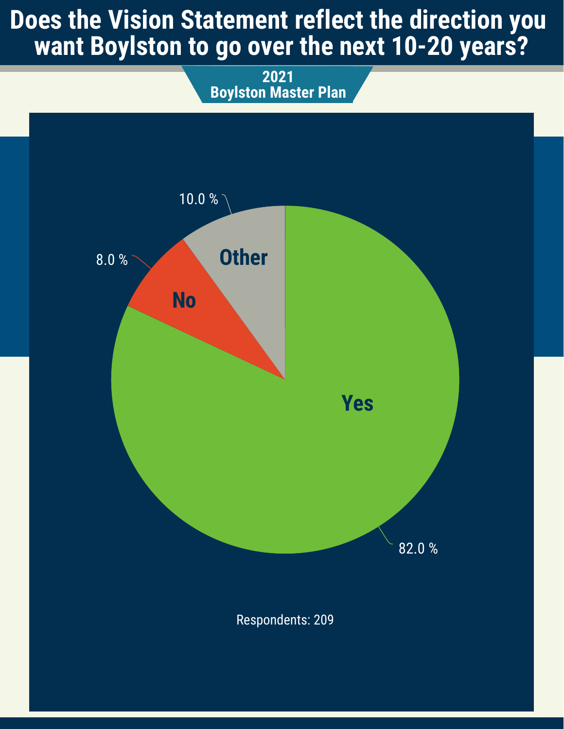# Does the Vision Statement reflect the direction you want Boylston to go over the next 10-20 years?

**2021**
**Boylston Master Plan**

| Response | Percentage |
| --- | --- |
| Yes | 82.0 % |
| No | 8.0 % |
| Other | 10.0 % |

Respondents: 209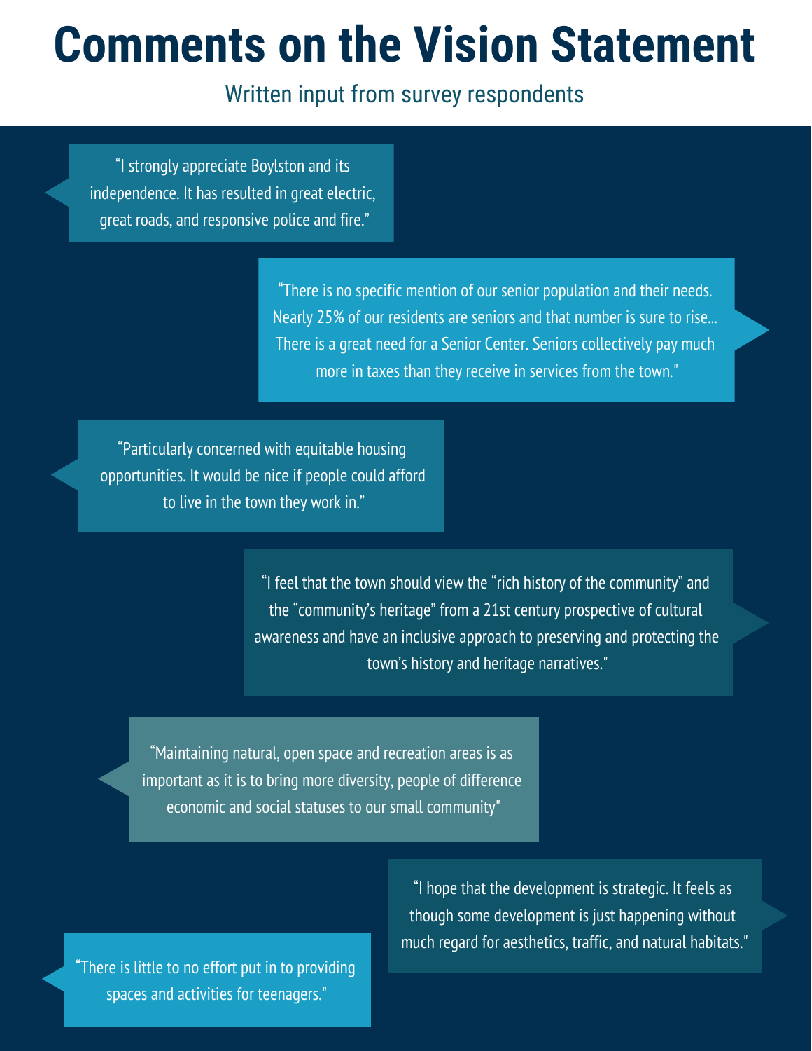# Comments on the Vision Statement

Written input from survey respondents

"I strongly appreciate Boylston and its independence. It has resulted in great electric, great roads, and responsive police and fire."

"There is no specific mention of our senior population and their needs. Nearly 25% of our residents are seniors and that number is sure to rise... There is a great need for a Senior Center. Seniors collectively pay much more in taxes than they receive in services from the town."

"Particularly concerned with equitable housing opportunities. It would be nice if people could afford to live in the town they work in."

"I feel that the town should view the "rich history of the community" and the "community's heritage" from a 21st century prospective of cultural awareness and have an inclusive approach to preserving and protecting the town's history and heritage narratives."

"Maintaining natural, open space and recreation areas is as important as it is to bring more diversity, people of difference economic and social statuses to our small community"

"I hope that the development is strategic. It feels as though some development is just happening without much regard for aesthetics, traffic, and natural habitats."

"There is little to no effort put in to providing spaces and activities for teenagers."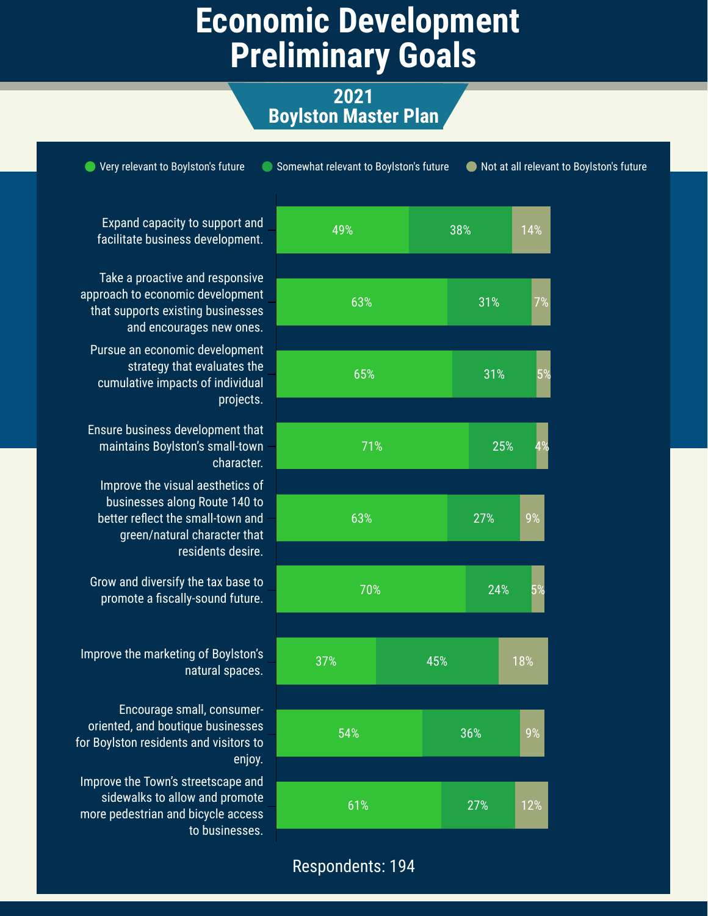# Economic Development Preliminary Goals

## 2021 Boylston Master Plan

| Goal | Very relevant to Boylston's future | Somewhat relevant to Boylston's future | Not at all relevant to Boylston's future |
|---|---|---|---|
| Expand capacity to support and facilitate business development. | 49% | 38% | 14% |
| Take a proactive and responsive approach to economic development that supports existing businesses and encourages new ones. | 63% | 31% | 7% |
| Pursue an economic development strategy that evaluates the cumulative impacts of individual projects. | 65% | 31% | 5% |
| Ensure business development that maintains Boylston's small-town character. | 71% | 25% | 4% |
| Improve the visual aesthetics of businesses along Route 140 to better reflect the small-town and green/natural character that residents desire. | 63% | 27% | 9% |
| Grow and diversify the tax base to promote a fiscally-sound future. | 70% | 24% | 5% |
| Improve the marketing of Boylston's natural spaces. | 37% | 45% | 18% |
| Encourage small, consumer-oriented, and boutique businesses for Boylston residents and visitors to enjoy. | 54% | 36% | 9% |
| Improve the Town's streetscape and sidewalks to allow and promote more pedestrian and bicycle access to businesses. | 61% | 27% | 12% |

Respondents: 194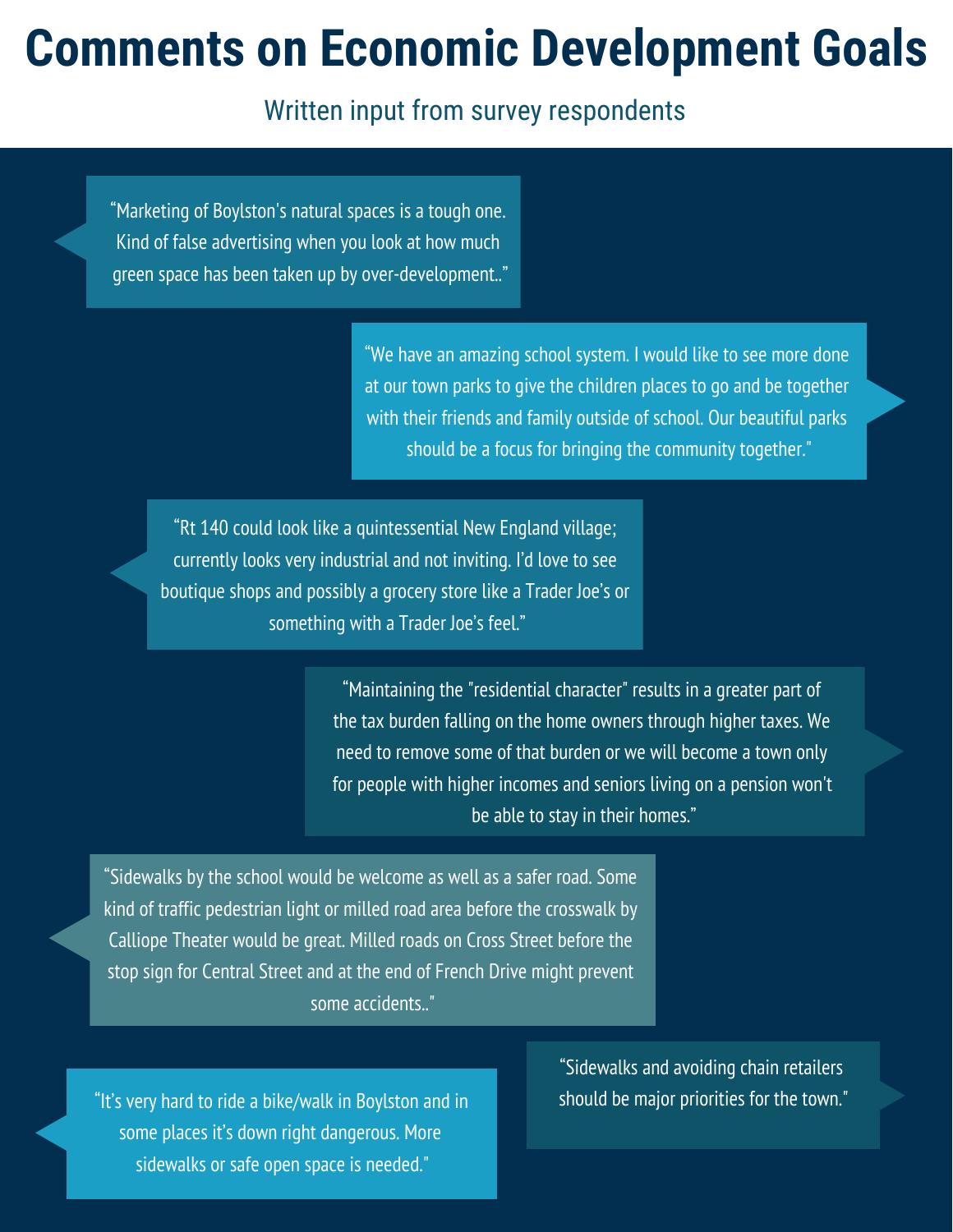# Comments on Economic Development Goals

Written input from survey respondents

"Marketing of Boylston's natural spaces is a tough one. Kind of false advertising when you look at how much green space has been taken up by over-development.."

"We have an amazing school system. I would like to see more done at our town parks to give the children places to go and be together with their friends and family outside of school. Our beautiful parks should be a focus for bringing the community together."

"Rt 140 could look like a quintessential New England village; currently looks very industrial and not inviting. I'd love to see boutique shops and possibly a grocery store like a Trader Joe's or something with a Trader Joe's feel."

"Maintaining the "residential character" results in a greater part of the tax burden falling on the home owners through higher taxes. We need to remove some of that burden or we will become a town only for people with higher incomes and seniors living on a pension won't be able to stay in their homes."

"Sidewalks by the school would be welcome as well as a safer road. Some kind of traffic pedestrian light or milled road area before the crosswalk by Calliope Theater would be great. Milled roads on Cross Street before the stop sign for Central Street and at the end of French Drive might prevent some accidents.."

"Sidewalks and avoiding chain retailers should be major priorities for the town."

"It's very hard to ride a bike/walk in Boylston and in some places it's down right dangerous. More sidewalks or safe open space is needed."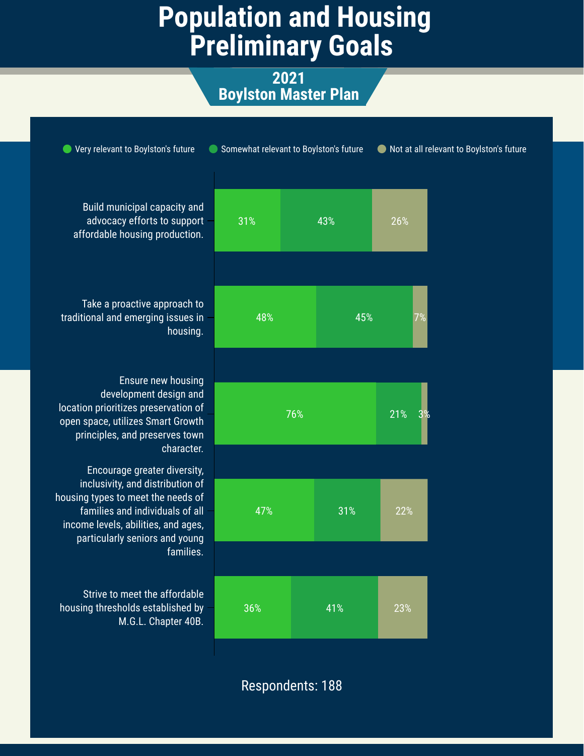# Population and Housing Preliminary Goals

## 2021 Boylston Master Plan

| Goal | Very relevant to Boylston's future | Somewhat relevant to Boylston's future | Not at all relevant to Boylston's future |
|---|---|---|---|
| Build municipal capacity and advocacy efforts to support affordable housing production. | 31% | 43% | 26% |
| Take a proactive approach to traditional and emerging issues in housing. | 48% | 45% | 7% |
| Ensure new housing development design and location prioritizes preservation of open space, utilizes Smart Growth principles, and preserves town character. | 76% | 21% | 3% |
| Encourage greater diversity, inclusivity, and distribution of housing types to meet the needs of families and individuals of all income levels, abilities, and ages, particularly seniors and young families. | 47% | 31% | 22% |
| Strive to meet the affordable housing thresholds established by M.G.L. Chapter 40B. | 36% | 41% | 23% |

Respondents: 188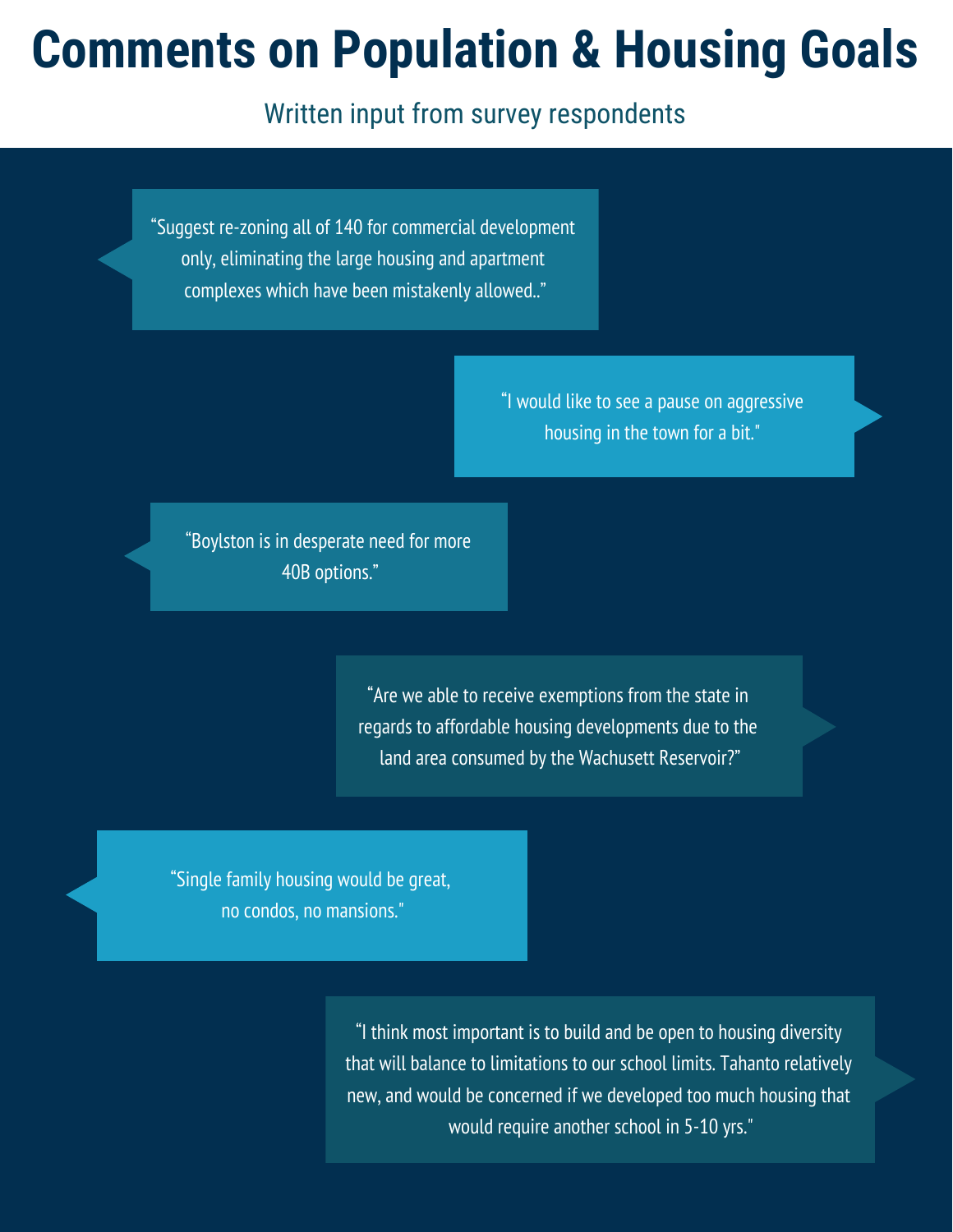# Comments on Population & Housing Goals

Written input from survey respondents

"Suggest re-zoning all of 140 for commercial development only, eliminating the large housing and apartment complexes which have been mistakenly allowed.."

"I would like to see a pause on aggressive housing in the town for a bit."

"Boylston is in desperate need for more 40B options."

"Are we able to receive exemptions from the state in regards to affordable housing developments due to the land area consumed by the Wachusett Reservoir?"

"Single family housing would be great, no condos, no mansions."

"I think most important is to build and be open to housing diversity that will balance to limitations to our school limits. Tahanto relatively new, and would be concerned if we developed too much housing that would require another school in 5-10 yrs."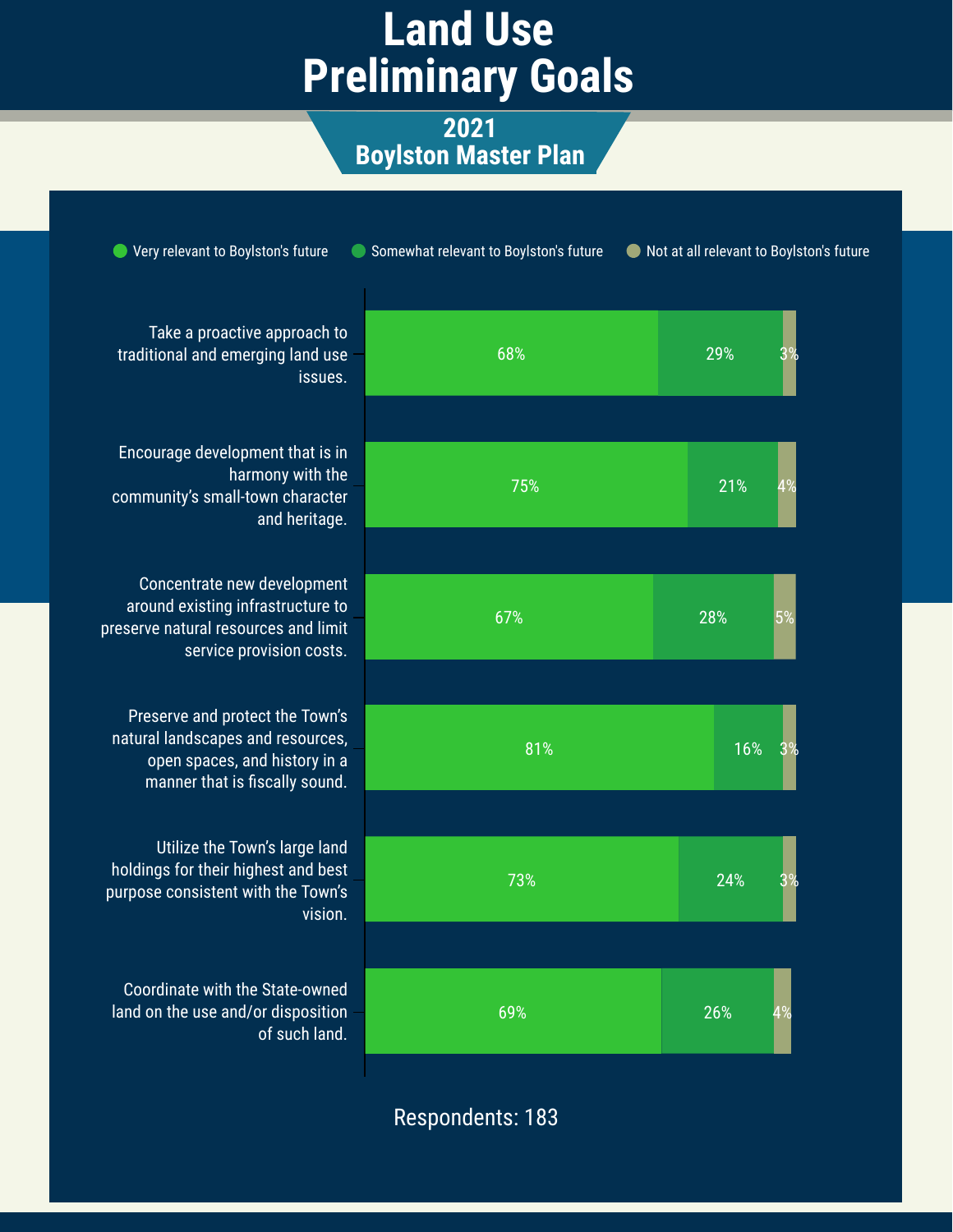# Land Use Preliminary Goals

## 2021 Boylston Master Plan

| Goal | Very relevant to Boylston's future | Somewhat relevant to Boylston's future | Not at all relevant to Boylston's future |
| --- | --- | --- | --- |
| Take a proactive approach to traditional and emerging land use issues. | 68% | 29% | 3% |
| Encourage development that is in harmony with the community's small-town character and heritage. | 75% | 21% | 4% |
| Concentrate new development around existing infrastructure to preserve natural resources and limit service provision costs. | 67% | 28% | 5% |
| Preserve and protect the Town's natural landscapes and resources, open spaces, and history in a manner that is fiscally sound. | 81% | 16% | 3% |
| Utilize the Town's large land holdings for their highest and best purpose consistent with the Town's vision. | 73% | 24% | 3% |
| Coordinate with the State-owned land on the use and/or disposition of such land. | 69% | 26% | 4% |

Respondents: 183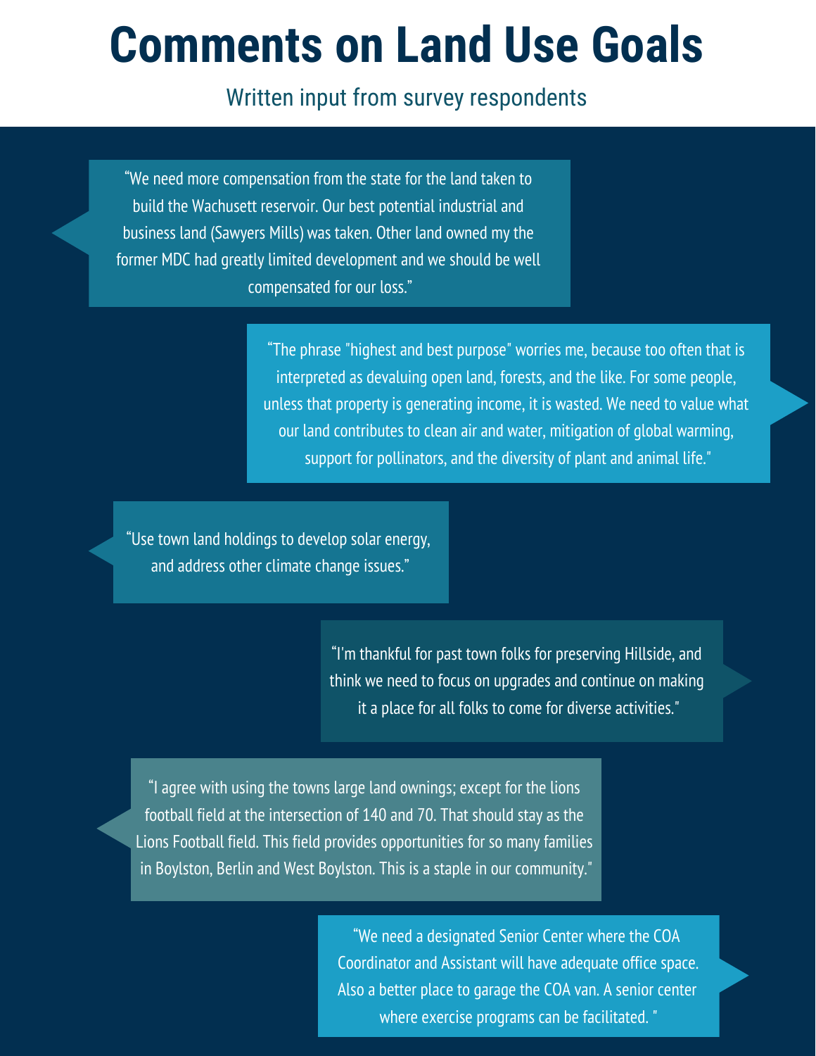# Comments on Land Use Goals

Written input from survey respondents

“We need more compensation from the state for the land taken to build the Wachusett reservoir. Our best potential industrial and business land (Sawyers Mills) was taken. Other land owned my the former MDC had greatly limited development and we should be well compensated for our loss.”

“The phrase "highest and best purpose" worries me, because too often that is interpreted as devaluing open land, forests, and the like. For some people, unless that property is generating income, it is wasted. We need to value what our land contributes to clean air and water, mitigation of global warming, support for pollinators, and the diversity of plant and animal life."

“Use town land holdings to develop solar energy, and address other climate change issues.”

“I'm thankful for past town folks for preserving Hillside, and think we need to focus on upgrades and continue on making it a place for all folks to come for diverse activities."

“I agree with using the towns large land ownings; except for the lions football field at the intersection of 140 and 70. That should stay as the Lions Football field. This field provides opportunities for so many families in Boylston, Berlin and West Boylston. This is a staple in our community."

“We need a designated Senior Center where the COA Coordinator and Assistant will have adequate office space. Also a better place to garage the COA van. A senior center where exercise programs can be facilitated. "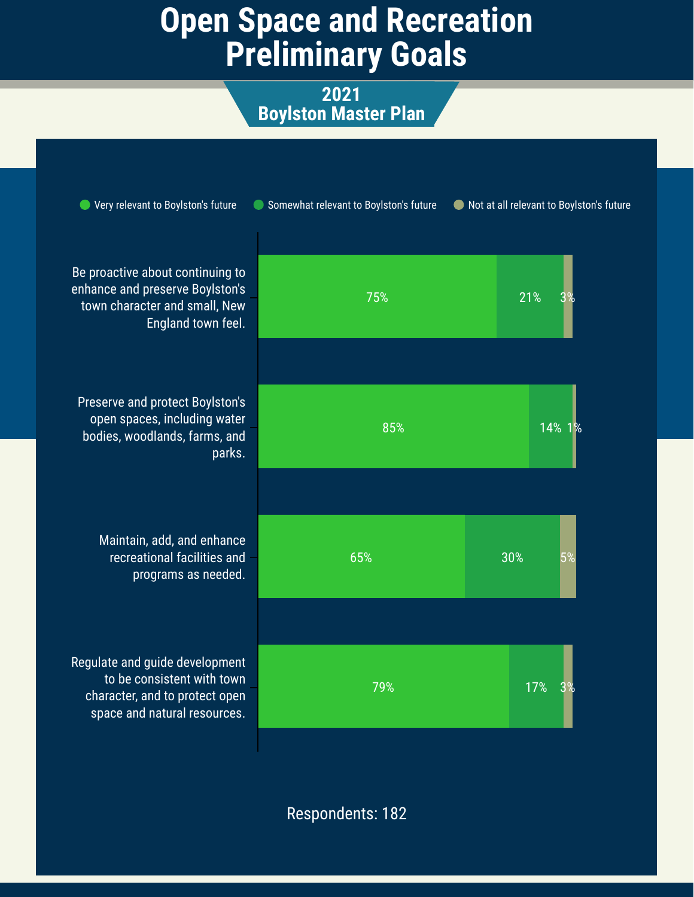# Open Space and Recreation Preliminary Goals

## 2021 Boylston Master Plan

| Goal | Very relevant to Boylston's future | Somewhat relevant to Boylston's future | Not at all relevant to Boylston's future |
|---|---|---|---|
| Be proactive about continuing to enhance and preserve Boylston's town character and small, New England town feel. | 75% | 21% | 3% |
| Preserve and protect Boylston's open spaces, including water bodies, woodlands, farms, and parks. | 85% | 14% | 1% |
| Maintain, add, and enhance recreational facilities and programs as needed. | 65% | 30% | 5% |
| Regulate and guide development to be consistent with town character, and to protect open space and natural resources. | 79% | 17% | 3% |

Respondents: 182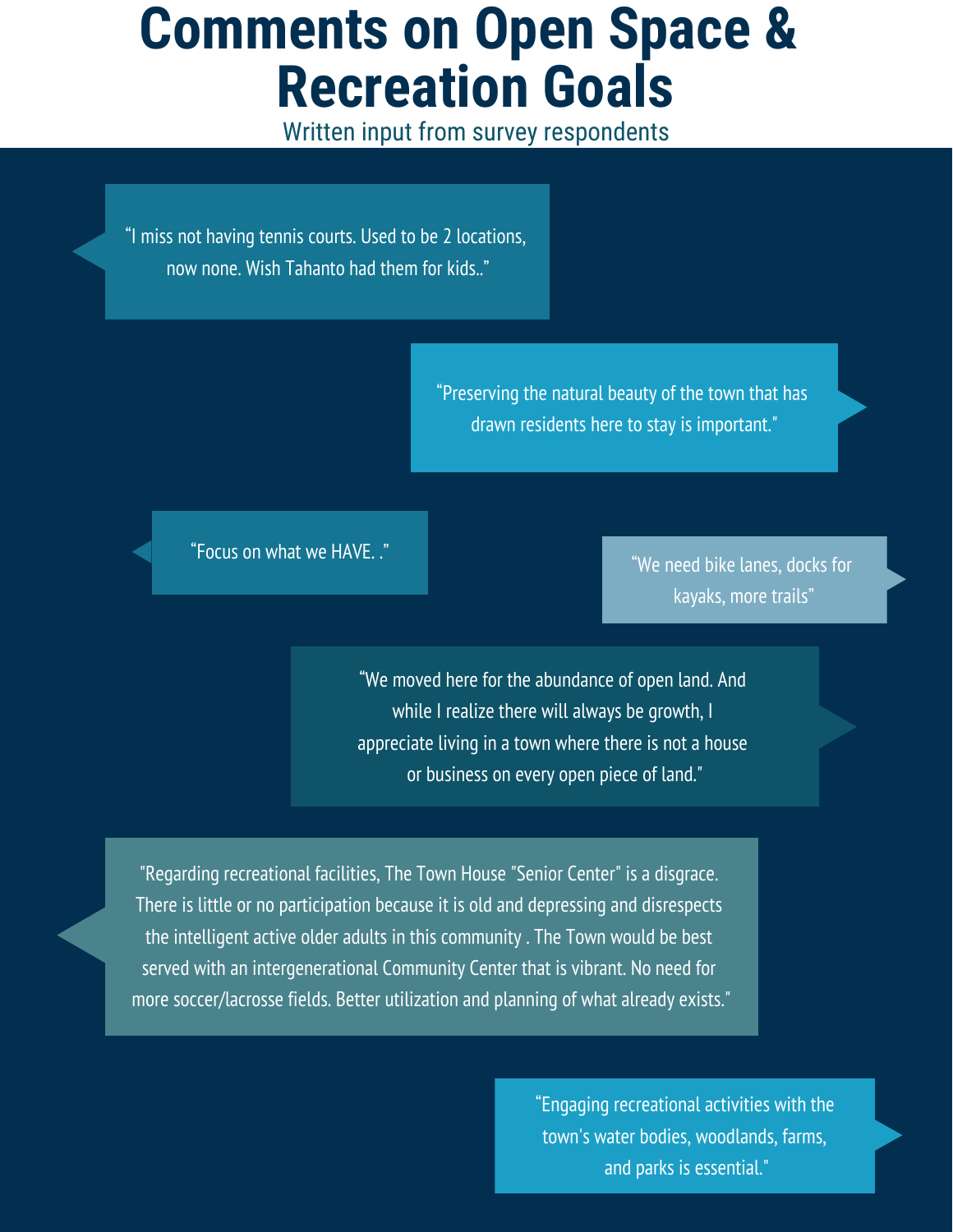# Comments on Open Space & Recreation Goals

Written input from survey respondents

"I miss not having tennis courts. Used to be 2 locations, now none. Wish Tahanto had them for kids.."

"Preserving the natural beauty of the town that has drawn residents here to stay is important."

"Focus on what we HAVE. ."

"We need bike lanes, docks for kayaks, more trails"

"We moved here for the abundance of open land. And while I realize there will always be growth, I appreciate living in a town where there is not a house or business on every open piece of land."

"Regarding recreational facilities, The Town House "Senior Center" is a disgrace. There is little or no participation because it is old and depressing and disrespects the intelligent active older adults in this community . The Town would be best served with an intergenerational Community Center that is vibrant. No need for more soccer/lacrosse fields. Better utilization and planning of what already exists."

"Engaging recreational activities with the town's water bodies, woodlands, farms, and parks is essential."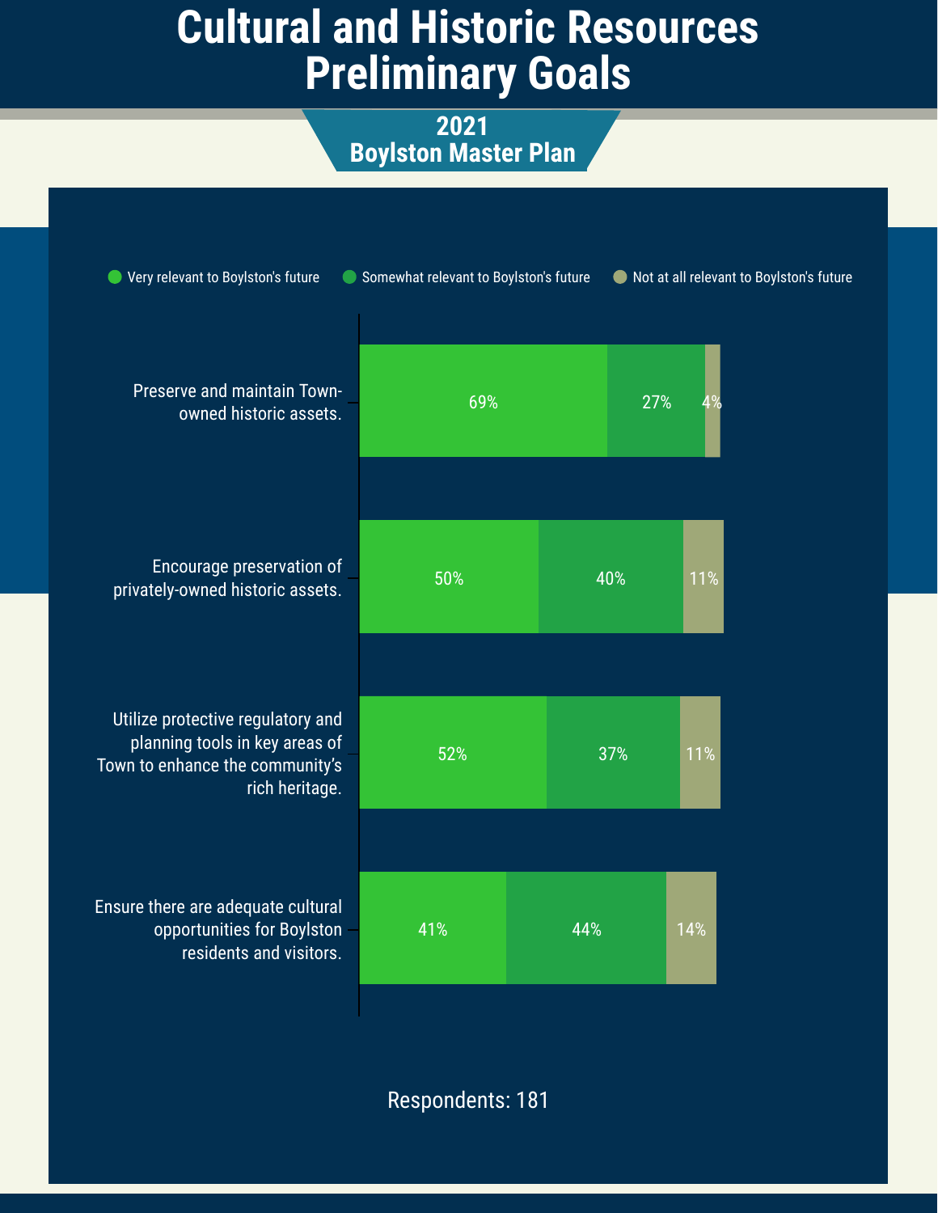# Cultural and Historic Resources Preliminary Goals

## 2021 Boylston Master Plan

| Goal | Very relevant to Boylston's future | Somewhat relevant to Boylston's future | Not at all relevant to Boylston's future |
|---|---|---|---|
| Preserve and maintain Town-owned historic assets. | 69% | 27% | 4% |
| Encourage preservation of privately-owned historic assets. | 50% | 40% | 11% |
| Utilize protective regulatory and planning tools in key areas of Town to enhance the community's rich heritage. | 52% | 37% | 11% |
| Ensure there are adequate cultural opportunities for Boylston residents and visitors. | 41% | 44% | 14% |

Respondents: 181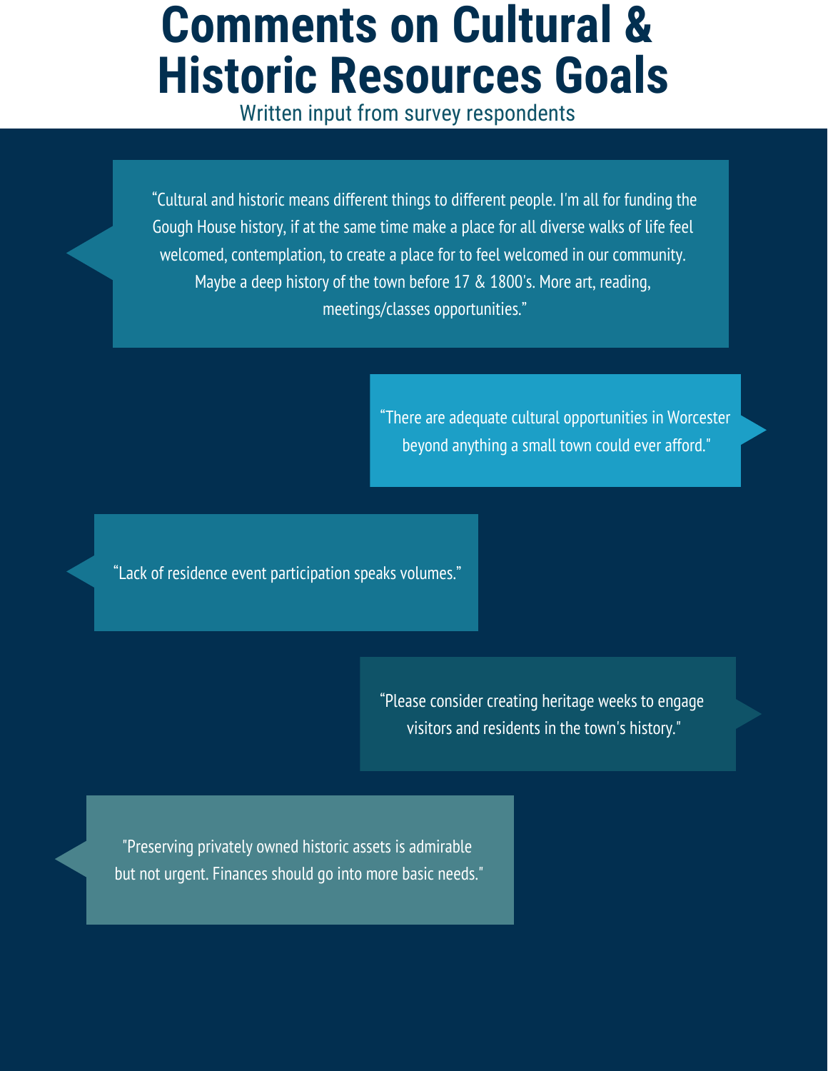# Comments on Cultural & Historic Resources Goals

Written input from survey respondents

“Cultural and historic means different things to different people. I'm all for funding the Gough House history, if at the same time make a place for all diverse walks of life feel welcomed, contemplation, to create a place for to feel welcomed in our community. Maybe a deep history of the town before 17 & 1800's. More art, reading, meetings/classes opportunities.”

“There are adequate cultural opportunities in Worcester beyond anything a small town could ever afford."

“Lack of residence event participation speaks volumes.”

“Please consider creating heritage weeks to engage visitors and residents in the town's history."

"Preserving privately owned historic assets is admirable but not urgent. Finances should go into more basic needs."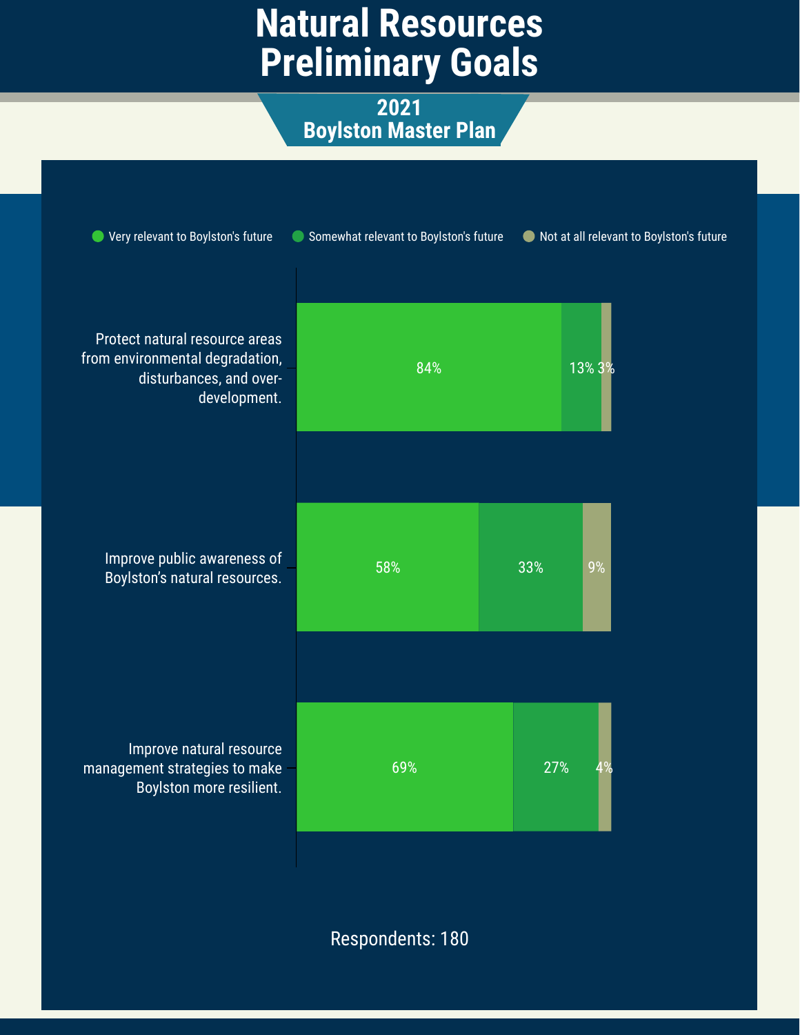# Natural Resources Preliminary Goals

## 2021 Boylston Master Plan

| Goal | Very relevant to Boylston's future | Somewhat relevant to Boylston's future | Not at all relevant to Boylston's future |
|---|---|---|---|
| Protect natural resource areas from environmental degradation, disturbances, and over-development. | 84% | 13% | 3% |
| Improve public awareness of Boylston's natural resources. | 58% | 33% | 9% |
| Improve natural resource management strategies to make Boylston more resilient. | 69% | 27% | 4% |

Respondents: 180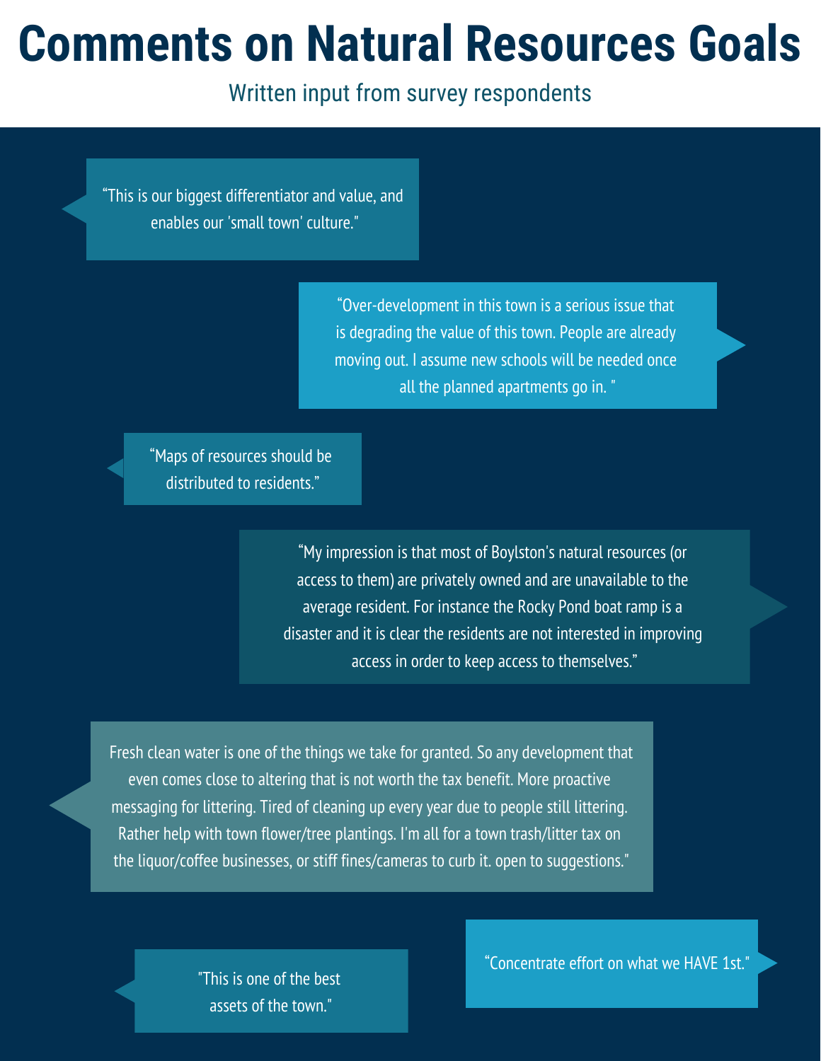# Comments on Natural Resources Goals

Written input from survey respondents

“This is our biggest differentiator and value, and enables our 'small town' culture."

“Over-development in this town is a serious issue that is degrading the value of this town. People are already moving out. I assume new schools will be needed once all the planned apartments go in. "

“Maps of resources should be distributed to residents.”

“My impression is that most of Boylston's natural resources (or access to them) are privately owned and are unavailable to the average resident. For instance the Rocky Pond boat ramp is a disaster and it is clear the residents are not interested in improving access in order to keep access to themselves.”

Fresh clean water is one of the things we take for granted. So any development that even comes close to altering that is not worth the tax benefit. More proactive messaging for littering. Tired of cleaning up every year due to people still littering. Rather help with town flower/tree plantings. I'm all for a town trash/litter tax on the liquor/coffee businesses, or stiff fines/cameras to curb it. open to suggestions."

"This is one of the best assets of the town."

“Concentrate effort on what we HAVE 1st."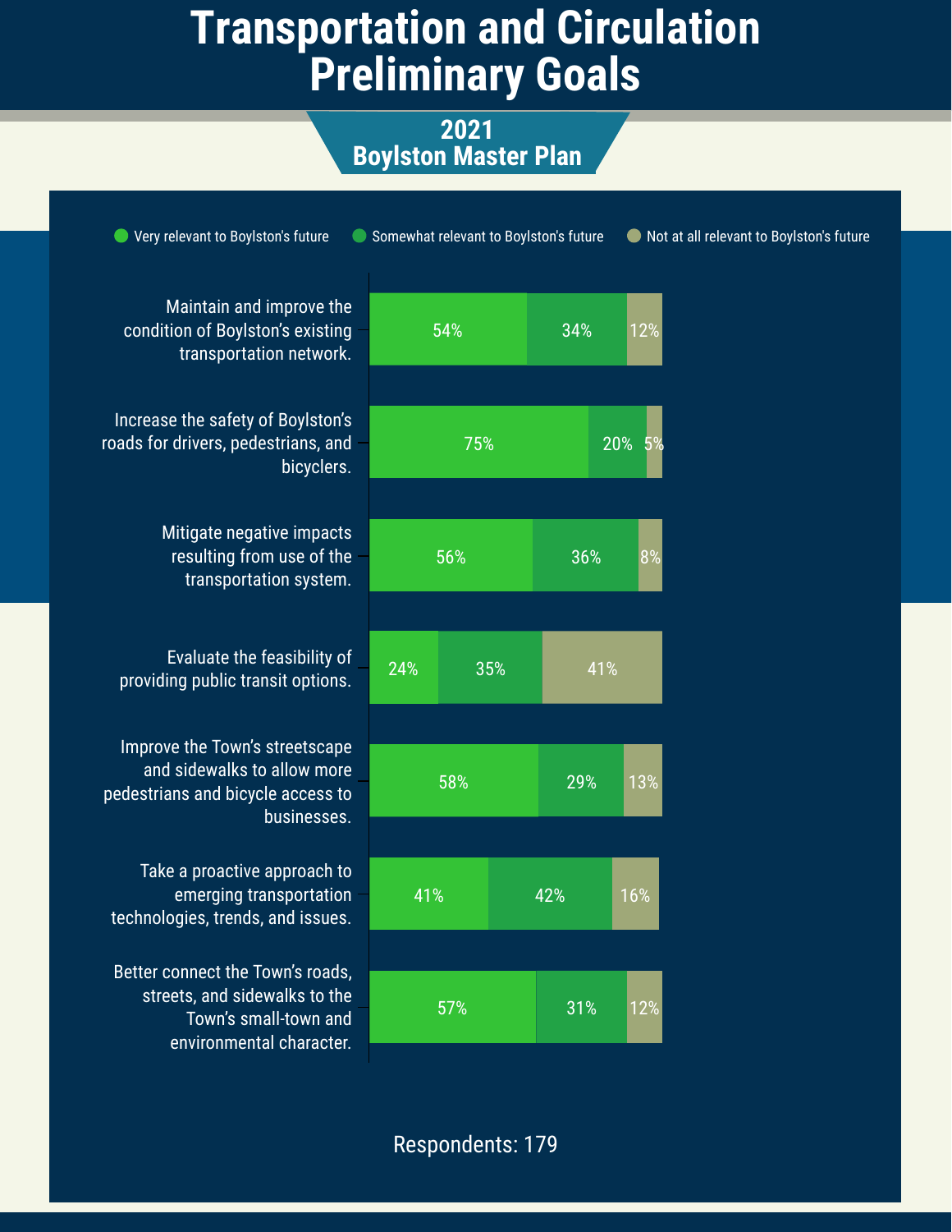# Transportation and Circulation Preliminary Goals

## 2021 Boylston Master Plan

| Goal | Very relevant to Boylston's future | Somewhat relevant to Boylston's future | Not at all relevant to Boylston's future |
|---|---|---|---|
| Maintain and improve the condition of Boylston's existing transportation network. | 54% | 34% | 12% |
| Increase the safety of Boylston's roads for drivers, pedestrians, and bicyclers. | 75% | 20% | 5% |
| Mitigate negative impacts resulting from use of the transportation system. | 56% | 36% | 8% |
| Evaluate the feasibility of providing public transit options. | 24% | 35% | 41% |
| Improve the Town's streetscape and sidewalks to allow more pedestrians and bicycle access to businesses. | 58% | 29% | 13% |
| Take a proactive approach to emerging transportation technologies, trends, and issues. | 41% | 42% | 16% |
| Better connect the Town's roads, streets, and sidewalks to the Town's small-town and environmental character. | 57% | 31% | 12% |

Respondents: 179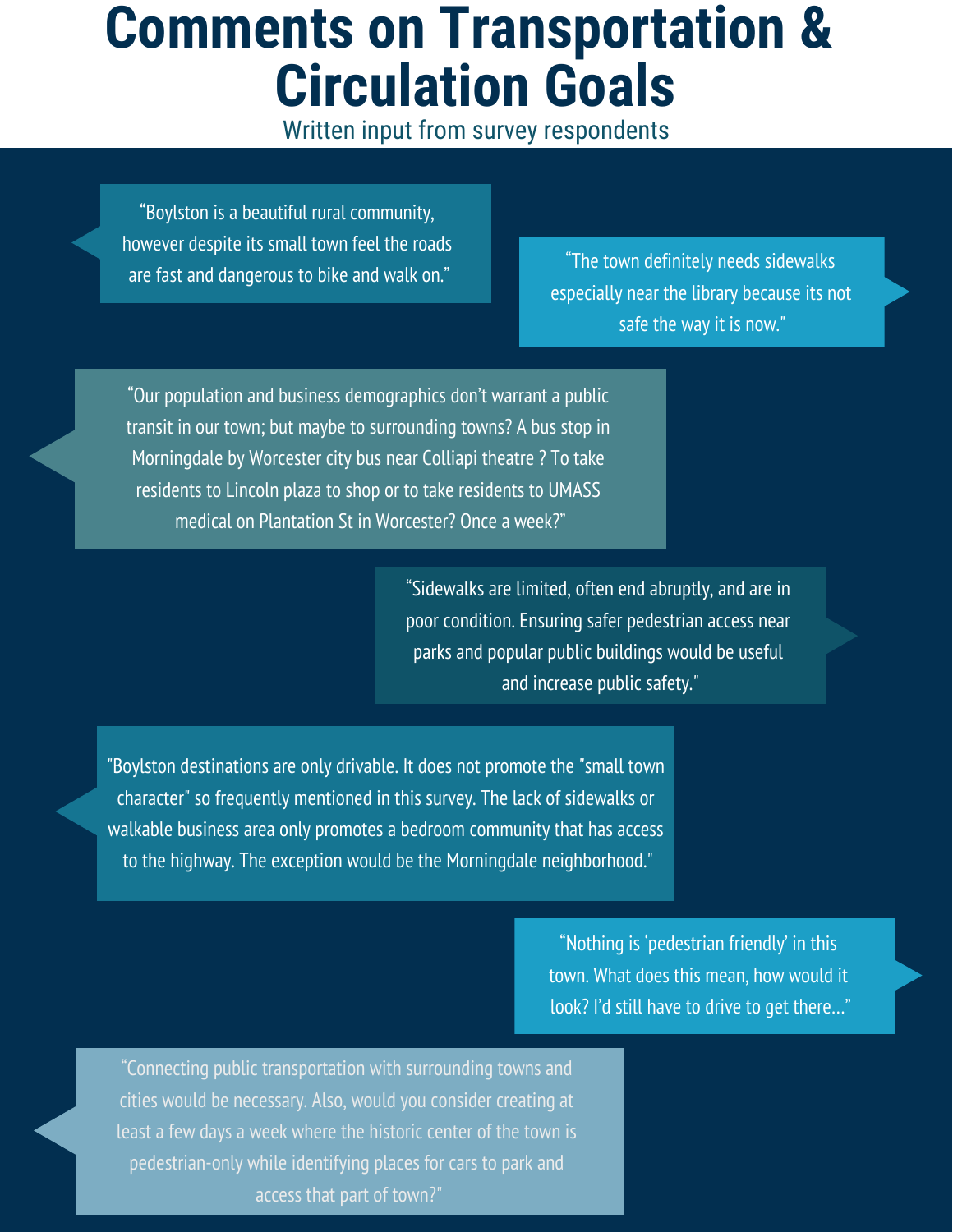# Comments on Transportation & Circulation Goals

Written input from survey respondents

"Boylston is a beautiful rural community, however despite its small town feel the roads are fast and dangerous to bike and walk on."

"The town definitely needs sidewalks especially near the library because its not safe the way it is now."

"Our population and business demographics don't warrant a public transit in our town; but maybe to surrounding towns? A bus stop in Morningdale by Worcester city bus near Colliapi theatre ? To take residents to Lincoln plaza to shop or to take residents to UMASS medical on Plantation St in Worcester? Once a week?"

"Sidewalks are limited, often end abruptly, and are in poor condition. Ensuring safer pedestrian access near parks and popular public buildings would be useful and increase public safety."

"Boylston destinations are only drivable. It does not promote the "small town character" so frequently mentioned in this survey. The lack of sidewalks or walkable business area only promotes a bedroom community that has access to the highway. The exception would be the Morningdale neighborhood."

"Nothing is 'pedestrian friendly' in this town. What does this mean, how would it look? I'd still have to drive to get there..."

"Connecting public transportation with surrounding towns and cities would be necessary. Also, would you consider creating at least a few days a week where the historic center of the town is pedestrian-only while identifying places for cars to park and access that part of town?"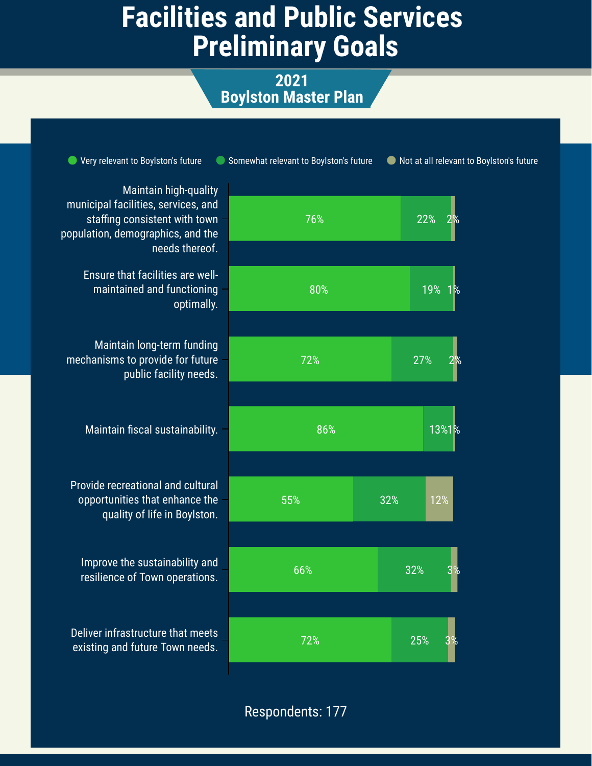# Facilities and Public Services Preliminary Goals

## 2021 Boylston Master Plan

| Goal | Very relevant to Boylston's future | Somewhat relevant to Boylston's future | Not at all relevant to Boylston's future |
|---|---|---|---|
| Maintain high-quality municipal facilities, services, and staffing consistent with town population, demographics, and the needs thereof. | 76% | 22% | 2% |
| Ensure that facilities are well-maintained and functioning optimally. | 80% | 19% | 1% |
| Maintain long-term funding mechanisms to provide for future public facility needs. | 72% | 27% | 2% |
| Maintain fiscal sustainability. | 86% | 13% | 1% |
| Provide recreational and cultural opportunities that enhance the quality of life in Boylston. | 55% | 32% | 12% |
| Improve the sustainability and resilience of Town operations. | 66% | 32% | 3% |
| Deliver infrastructure that meets existing and future Town needs. | 72% | 25% | 3% |

Respondents: 177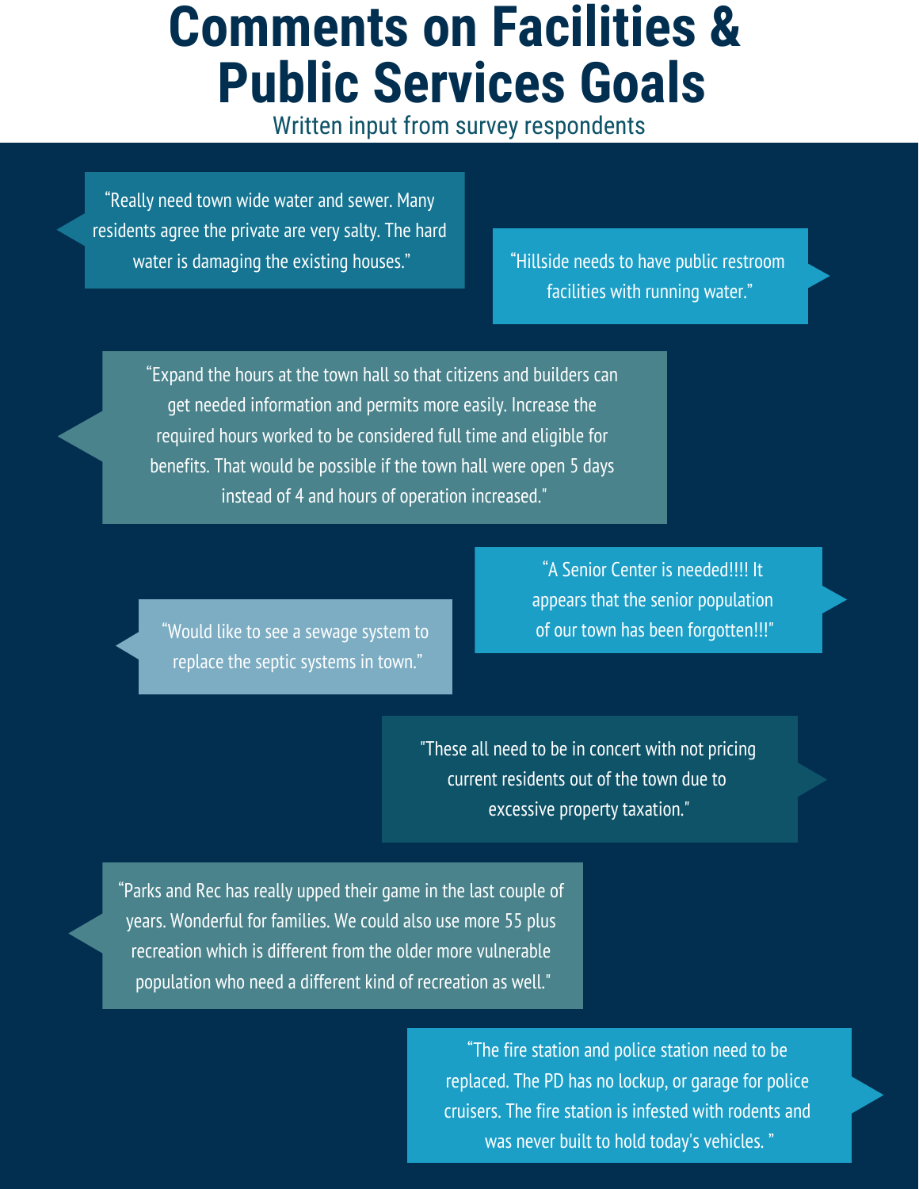# Comments on Facilities & Public Services Goals

Written input from survey respondents

"Really need town wide water and sewer. Many residents agree the private are very salty. The hard water is damaging the existing houses."

"Hillside needs to have public restroom facilities with running water."

"Expand the hours at the town hall so that citizens and builders can get needed information and permits more easily. Increase the required hours worked to be considered full time and eligible for benefits. That would be possible if the town hall were open 5 days instead of 4 and hours of operation increased."

"A Senior Center is needed!!!! It appears that the senior population of our town has been forgotten!!!"

"Would like to see a sewage system to replace the septic systems in town."

"These all need to be in concert with not pricing current residents out of the town due to excessive property taxation."

"Parks and Rec has really upped their game in the last couple of years. Wonderful for families. We could also use more 55 plus recreation which is different from the older more vulnerable population who need a different kind of recreation as well."

"The fire station and police station need to be replaced. The PD has no lockup, or garage for police cruisers. The fire station is infested with rodents and was never built to hold today's vehicles. "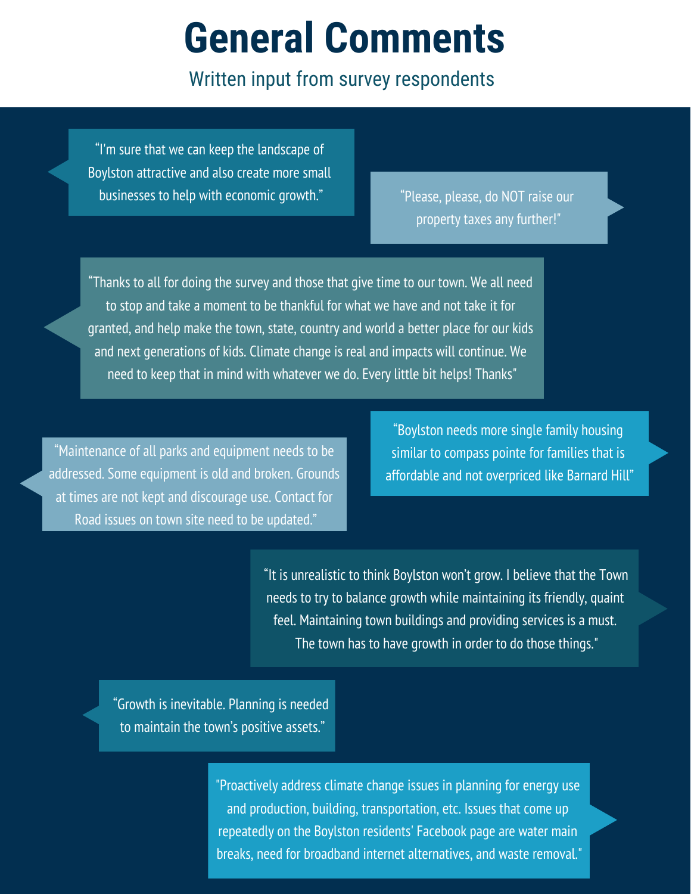# General Comments

Written input from survey respondents

"I'm sure that we can keep the landscape of Boylston attractive and also create more small businesses to help with economic growth."

"Please, please, do NOT raise our property taxes any further!"

"Thanks to all for doing the survey and those that give time to our town. We all need to stop and take a moment to be thankful for what we have and not take it for granted, and help make the town, state, country and world a better place for our kids and next generations of kids. Climate change is real and impacts will continue. We need to keep that in mind with whatever we do. Every little bit helps! Thanks"

"Boylston needs more single family housing similar to compass pointe for families that is affordable and not overpriced like Barnard Hill"

"Maintenance of all parks and equipment needs to be addressed. Some equipment is old and broken. Grounds at times are not kept and discourage use. Contact for Road issues on town site need to be updated."

"It is unrealistic to think Boylston won't grow. I believe that the Town needs to try to balance growth while maintaining its friendly, quaint feel. Maintaining town buildings and providing services is a must. The town has to have growth in order to do those things."

"Growth is inevitable. Planning is needed to maintain the town's positive assets."

"Proactively address climate change issues in planning for energy use and production, building, transportation, etc. Issues that come up repeatedly on the Boylston residents' Facebook page are water main breaks, need for broadband internet alternatives, and waste removal."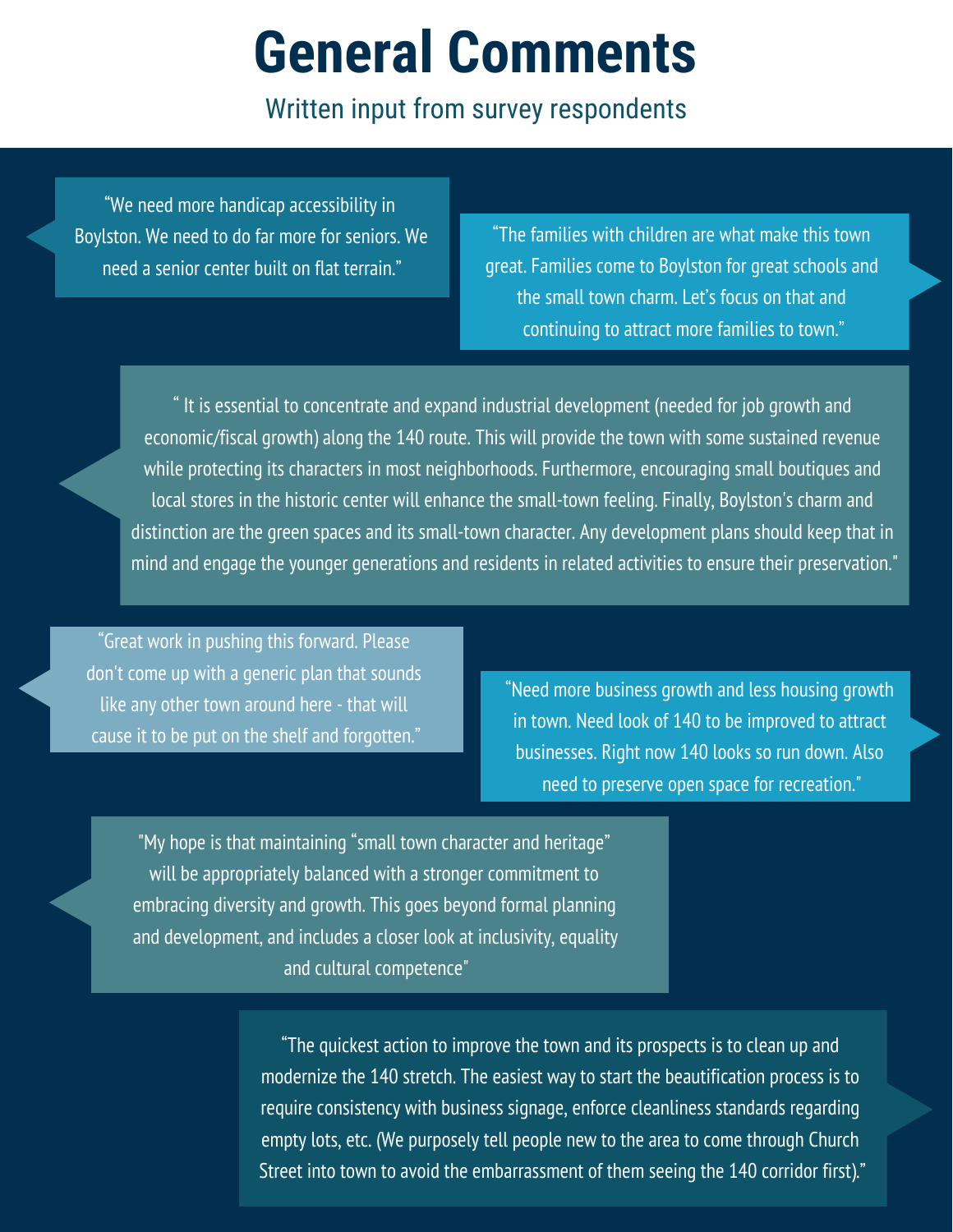# General Comments

## Written input from survey respondents

"We need more handicap accessibility in Boylston. We need to do far more for seniors. We need a senior center built on flat terrain."

"The families with children are what make this town great. Families come to Boylston for great schools and the small town charm. Let's focus on that and continuing to attract more families to town."

" It is essential to concentrate and expand industrial development (needed for job growth and economic/fiscal growth) along the 140 route. This will provide the town with some sustained revenue while protecting its characters in most neighborhoods. Furthermore, encouraging small boutiques and local stores in the historic center will enhance the small-town feeling. Finally, Boylston's charm and distinction are the green spaces and its small-town character. Any development plans should keep that in mind and engage the younger generations and residents in related activities to ensure their preservation."

"Great work in pushing this forward. Please don't come up with a generic plan that sounds like any other town around here - that will cause it to be put on the shelf and forgotten."

"Need more business growth and less housing growth in town. Need look of 140 to be improved to attract businesses. Right now 140 looks so run down. Also need to preserve open space for recreation."

"My hope is that maintaining "small town character and heritage" will be appropriately balanced with a stronger commitment to embracing diversity and growth. This goes beyond formal planning and development, and includes a closer look at inclusivity, equality and cultural competence"

"The quickest action to improve the town and its prospects is to clean up and modernize the 140 stretch. The easiest way to start the beautification process is to require consistency with business signage, enforce cleanliness standards regarding empty lots, etc. (We purposely tell people new to the area to come through Church Street into town to avoid the embarrassment of them seeing the 140 corridor first)."